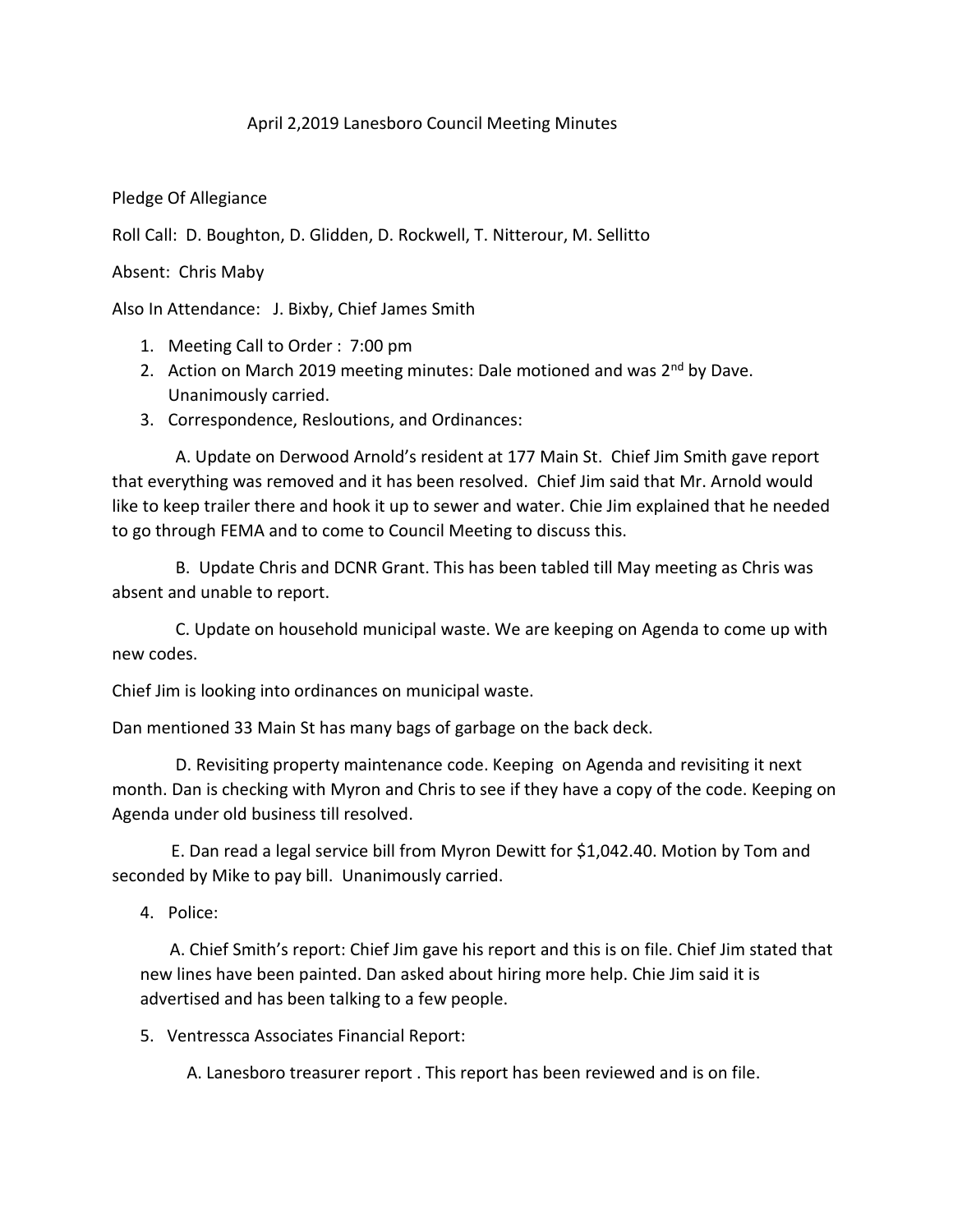April 2,2019 Lanesboro Council Meeting Minutes

Pledge Of Allegiance

Roll Call: D. Boughton, D. Glidden, D. Rockwell, T. Nitterour, M. Sellitto

Absent: Chris Maby

Also In Attendance: J. Bixby, Chief James Smith

1. Meeting Call to Order : 7:00 pm
2. Action on March 2019 meeting minutes: Dale motioned and was 2nd by Dave. Unanimously carried.
3. Correspondence, Resloutions, and Ordinances:

A. Update on Derwood Arnold's resident at 177 Main St. Chief Jim Smith gave report that everything was removed and it has been resolved. Chief Jim said that Mr. Arnold would like to keep trailer there and hook it up to sewer and water. Chie Jim explained that he needed to go through FEMA and to come to Council Meeting to discuss this.

B. Update Chris and DCNR Grant. This has been tabled till May meeting as Chris was absent and unable to report.

C. Update on household municipal waste. We are keeping on Agenda to come up with new codes.

Chief Jim is looking into ordinances on municipal waste.

Dan mentioned 33 Main St has many bags of garbage on the back deck.

D. Revisiting property maintenance code. Keeping on Agenda and revisiting it next month. Dan is checking with Myron and Chris to see if they have a copy of the code. Keeping on Agenda under old business till resolved.

E. Dan read a legal service bill from Myron Dewitt for $1,042.40. Motion by Tom and seconded by Mike to pay bill. Unanimously carried.

4. Police:

A. Chief Smith's report: Chief Jim gave his report and this is on file. Chief Jim stated that new lines have been painted. Dan asked about hiring more help. Chie Jim said it is advertised and has been talking to a few people.

5. Ventressca Associates Financial Report:

A. Lanesboro treasurer report . This report has been reviewed and is on file.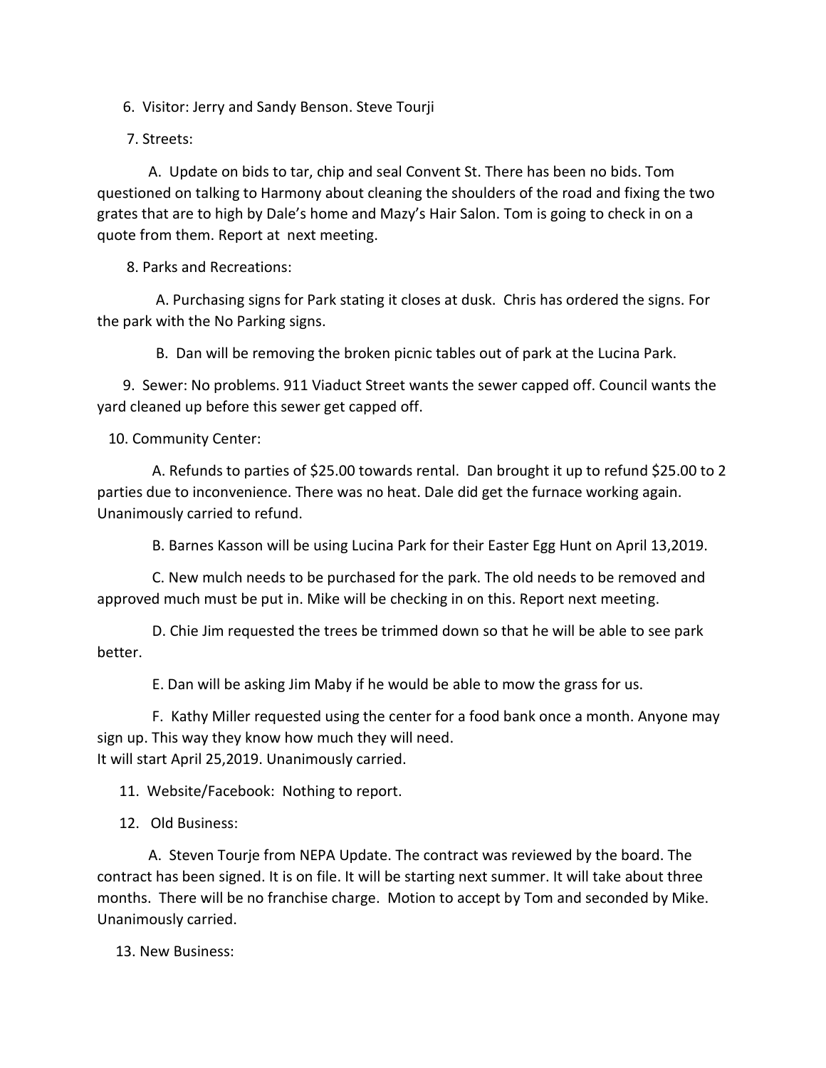6. Visitor: Jerry and Sandy Benson. Steve Tourji

7. Streets:

A. Update on bids to tar, chip and seal Convent St. There has been no bids. Tom questioned on talking to Harmony about cleaning the shoulders of the road and fixing the two grates that are to high by Dale's home and Mazy's Hair Salon. Tom is going to check in on a quote from them. Report at next meeting.

8. Parks and Recreations:

A. Purchasing signs for Park stating it closes at dusk. Chris has ordered the signs. For the park with the No Parking signs.

B. Dan will be removing the broken picnic tables out of park at the Lucina Park.

9. Sewer: No problems. 911 Viaduct Street wants the sewer capped off. Council wants the yard cleaned up before this sewer get capped off.

10. Community Center:

A. Refunds to parties of $25.00 towards rental. Dan brought it up to refund $25.00 to 2 parties due to inconvenience. There was no heat. Dale did get the furnace working again. Unanimously carried to refund.

B. Barnes Kasson will be using Lucina Park for their Easter Egg Hunt on April 13,2019.

C. New mulch needs to be purchased for the park. The old needs to be removed and approved much must be put in. Mike will be checking in on this. Report next meeting.

D. Chie Jim requested the trees be trimmed down so that he will be able to see park better.

E. Dan will be asking Jim Maby if he would be able to mow the grass for us.

F. Kathy Miller requested using the center for a food bank once a month. Anyone may sign up. This way they know how much they will need.
It will start April 25,2019. Unanimously carried.

11. Website/Facebook: Nothing to report.

12. Old Business:

A. Steven Tourje from NEPA Update. The contract was reviewed by the board. The contract has been signed. It is on file. It will be starting next summer. It will take about three months. There will be no franchise charge. Motion to accept by Tom and seconded by Mike. Unanimously carried.

13. New Business: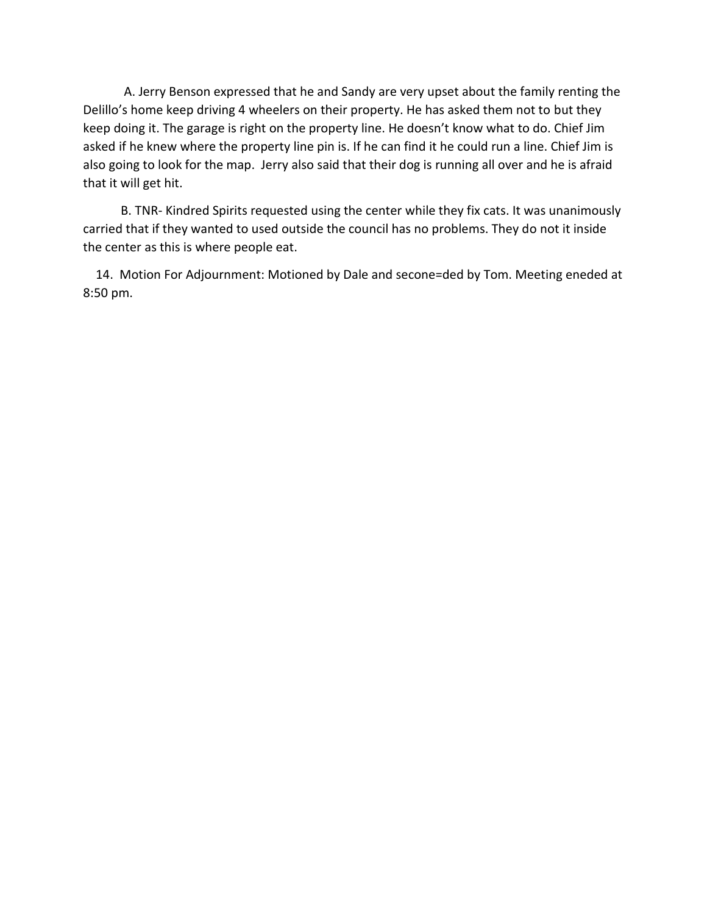A. Jerry Benson expressed that he and Sandy are very upset about the family renting the Delillo's home keep driving 4 wheelers on their property. He has asked them not to but they keep doing it. The garage is right on the property line. He doesn't know what to do. Chief Jim asked if he knew where the property line pin is. If he can find it he could run a line. Chief Jim is also going to look for the map. Jerry also said that their dog is running all over and he is afraid that it will get hit.

B. TNR- Kindred Spirits requested using the center while they fix cats. It was unanimously carried that if they wanted to used outside the council has no problems. They do not it inside the center as this is where people eat.

14. Motion For Adjournment: Motioned by Dale and secone=ded by Tom. Meeting eneded at 8:50 pm.